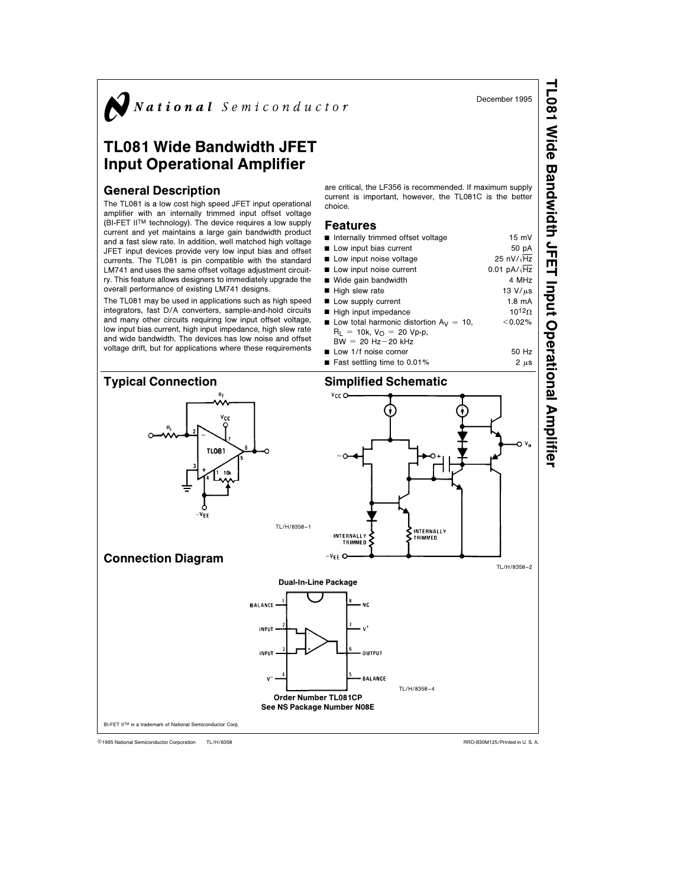National Semiconductor

December 1995

# TL081 Wide Bandwidth JFET Input Operational Amplifier

## General Description

The TL081 is a low cost high speed JFET input operational amplifier with an internally trimmed input offset voltage (BI-FET II™ technology). The device requires a low supply current and yet maintains a large gain bandwidth product and a fast slew rate. In addition, well matched high voltage JFET input devices provide very low input bias and offset currents. The TL081 is pin compatible with the standard LM741 and uses the same offset voltage adjustment circuitry. This feature allows designers to immediately upgrade the overall performance of existing LM741 designs.

The TL081 may be used in applications such as high speed integrators, fast D/A converters, sample-and-hold circuits and many other circuits requiring low input offset voltage, low input bias current, high input impedance, high slew rate and wide bandwidth. The devices has low noise and offset voltage drift, but for applications where these requirements are critical, the LF356 is recommended. If maximum supply current is important, however, the TL081C is the better choice.

## Features

- Internally trimmed offset voltage — 15 mV
- Low input bias current — 50 pA
- Low input noise voltage — 25 nV/$\sqrt{Hz}$
- Low input noise current — 0.01 pA/$\sqrt{Hz}$
- Wide gain bandwidth — 4 MHz
- High slew rate — 13 V/µs
- Low supply current — 1.8 mA
- High input impedance — $10^{12}\Omega$
- Low total harmonic distortion $A_V = 10$, $R_L = 10k$, $V_O = 20$ Vp-p, BW = 20 Hz–20 kHz — <0.02%
- Low 1/f noise corner — 50 Hz
- Fast settling time to 0.01% — 2 µs

## Typical Connection

TL/H/8358–1

## Simplified Schematic

TL/H/8358–2

## Connection Diagram

**Dual-In-Line Package**

TL/H/8358–4

**Order Number TL081CP**
**See NS Package Number N08E**

BI-FET II™ is a trademark of National Semiconductor Corp.

©1995 National Semiconductor Corporation TL/H/8358 RRD-B30M125/Printed in U. S. A.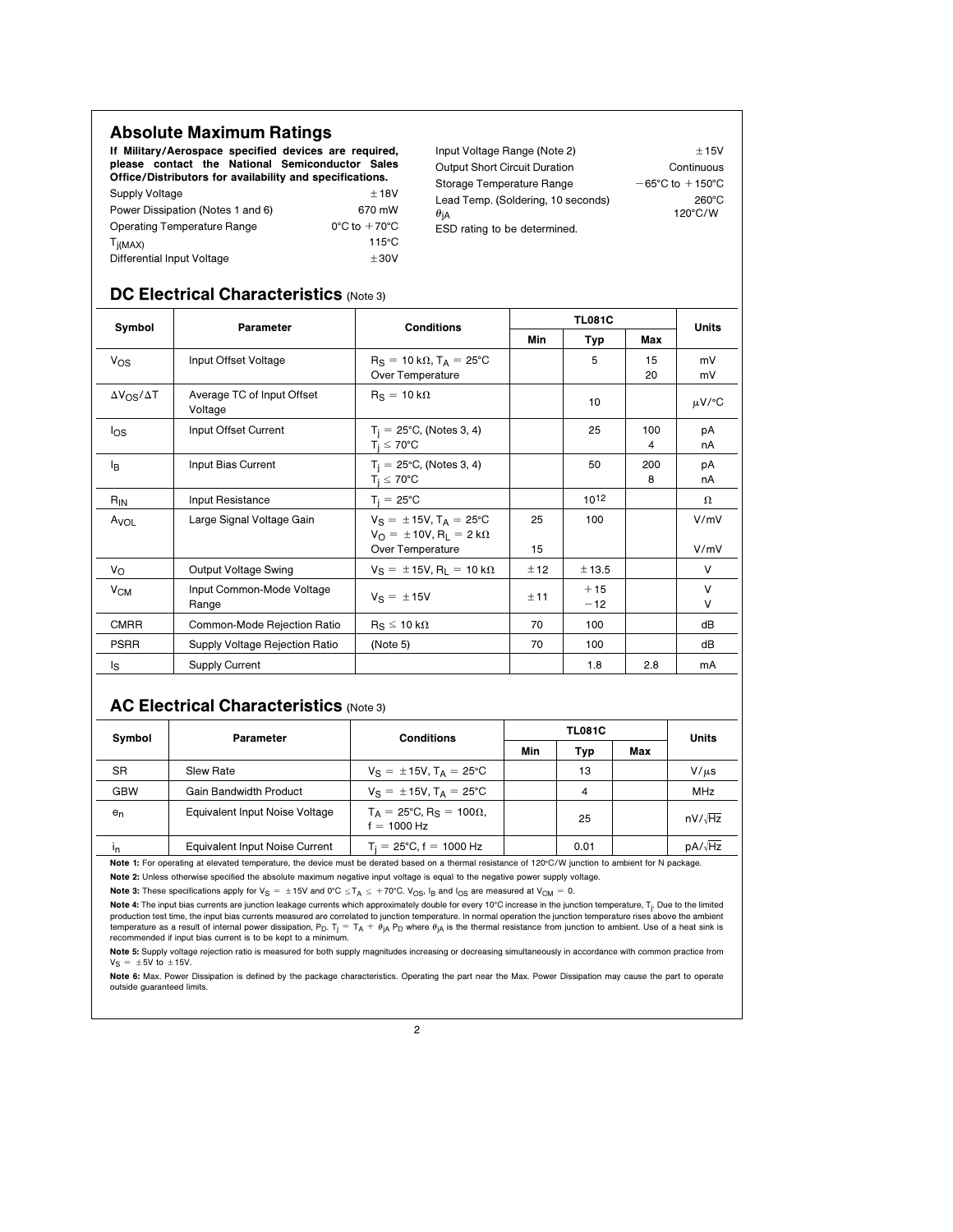## Absolute Maximum Ratings

**If Military/Aerospace specified devices are required, please contact the National Semiconductor Sales Office/Distributors for availability and specifications.**

| | |
|---|---|
| Supply Voltage | ±18V |
| Power Dissipation (Notes 1 and 6) | 670 mW |
| Operating Temperature Range | 0°C to +70°C |
| $T_{j(MAX)}$ | 115°C |
| Differential Input Voltage | ±30V |
| Input Voltage Range (Note 2) | ±15V |
| Output Short Circuit Duration | Continuous |
| Storage Temperature Range | −65°C to +150°C |
| Lead Temp. (Soldering, 10 seconds) | 260°C |
| $\theta_{jA}$ | 120°C/W |

ESD rating to be determined.

## DC Electrical Characteristics (Note 3)

| Symbol | Parameter | Conditions | TL081C | | | Units |
|---|---|---|---|---|---|---|
| | | | Min | Typ | Max | |
| $V_{OS}$ | Input Offset Voltage | $R_S = 10\ k\Omega$, $T_A = 25°C$ | | 5 | 15 | mV |
| | | Over Temperature | | | 20 | mV |
| $\Delta V_{OS}/\Delta T$ | Average TC of Input Offset Voltage | $R_S = 10\ k\Omega$ | | 10 | | $\mu V/°C$ |
| $I_{OS}$ | Input Offset Current | $T_j = 25°C$, (Notes 3, 4) | | 25 | 100 | pA |
| | | $T_j \leq 70°C$ | | | 4 | nA |
| $I_B$ | Input Bias Current | $T_j = 25°C$, (Notes 3, 4) | | 50 | 200 | pA |
| | | $T_j \leq 70°C$ | | | 8 | nA |
| $R_{IN}$ | Input Resistance | $T_j = 25°C$ | | $10^{12}$ | | $\Omega$ |
| $A_{VOL}$ | Large Signal Voltage Gain | $V_S = \pm 15V$, $T_A = 25°C$ $V_O = \pm 10V$, $R_L = 2\ k\Omega$ | 25 | 100 | | V/mV |
| | | Over Temperature | 15 | | | V/mV |
| $V_O$ | Output Voltage Swing | $V_S = \pm 15V$, $R_L = 10\ k\Omega$ | ±12 | ±13.5 | | V |
| $V_{CM}$ | Input Common-Mode Voltage Range | $V_S = \pm 15V$ | ±11 | +15 | | V |
| | | | | −12 | | V |
| CMRR | Common-Mode Rejection Ratio | $R_S \leq 10\ k\Omega$ | 70 | 100 | | dB |
| PSRR | Supply Voltage Rejection Ratio | (Note 5) | 70 | 100 | | dB |
| $I_S$ | Supply Current | | | 1.8 | 2.8 | mA |

## AC Electrical Characteristics (Note 3)

| Symbol | Parameter | Conditions | TL081C | | | Units |
|---|---|---|---|---|---|---|
| | | | Min | Typ | Max | |
| SR | Slew Rate | $V_S = \pm 15V$, $T_A = 25°C$ | | 13 | | $V/\mu s$ |
| GBW | Gain Bandwidth Product | $V_S = \pm 15V$, $T_A = 25°C$ | | 4 | | MHz |
| $e_n$ | Equivalent Input Noise Voltage | $T_A = 25°C$, $R_S = 100\Omega$, $f = 1000\ Hz$ | | 25 | | $nV/\sqrt{Hz}$ |
| $i_n$ | Equivalent Input Noise Current | $T_j = 25°C$, $f = 1000\ Hz$ | | 0.01 | | $pA/\sqrt{Hz}$ |

**Note 1:** For operating at elevated temperature, the device must be derated based on a thermal resistance of 120°C/W junction to ambient for N package.

**Note 2:** Unless otherwise specified the absolute maximum negative input voltage is equal to the negative power supply voltage.

**Note 3:** These specifications apply for $V_S = \pm 15V$ and $0°C \leq T_A \leq +70°C$. $V_{OS}$, $I_B$ and $I_{OS}$ are measured at $V_{CM} = 0$.

**Note 4:** The input bias currents are junction leakage currents which approximately double for every 10°C increase in the junction temperature, $T_j$. Due to the limited production test time, the input bias currents measured are correlated to junction temperature. In normal operation the junction temperature rises above the ambient temperature as a result of internal power dissipation, $P_D$. $T_j = T_A + \theta_{jA} P_D$ where $\theta_{jA}$ is the thermal resistance from junction to ambient. Use of a heat sink is recommended if input bias current is to be kept to a minimum.

**Note 5:** Supply voltage rejection ratio is measured for both supply magnitudes increasing or decreasing simultaneously in accordance with common practice from $V_S = \pm 5V$ to $\pm 15V$.

**Note 6:** Max. Power Dissipation is defined by the package characteristics. Operating the part near the Max. Power Dissipation may cause the part to operate outside guaranteed limits.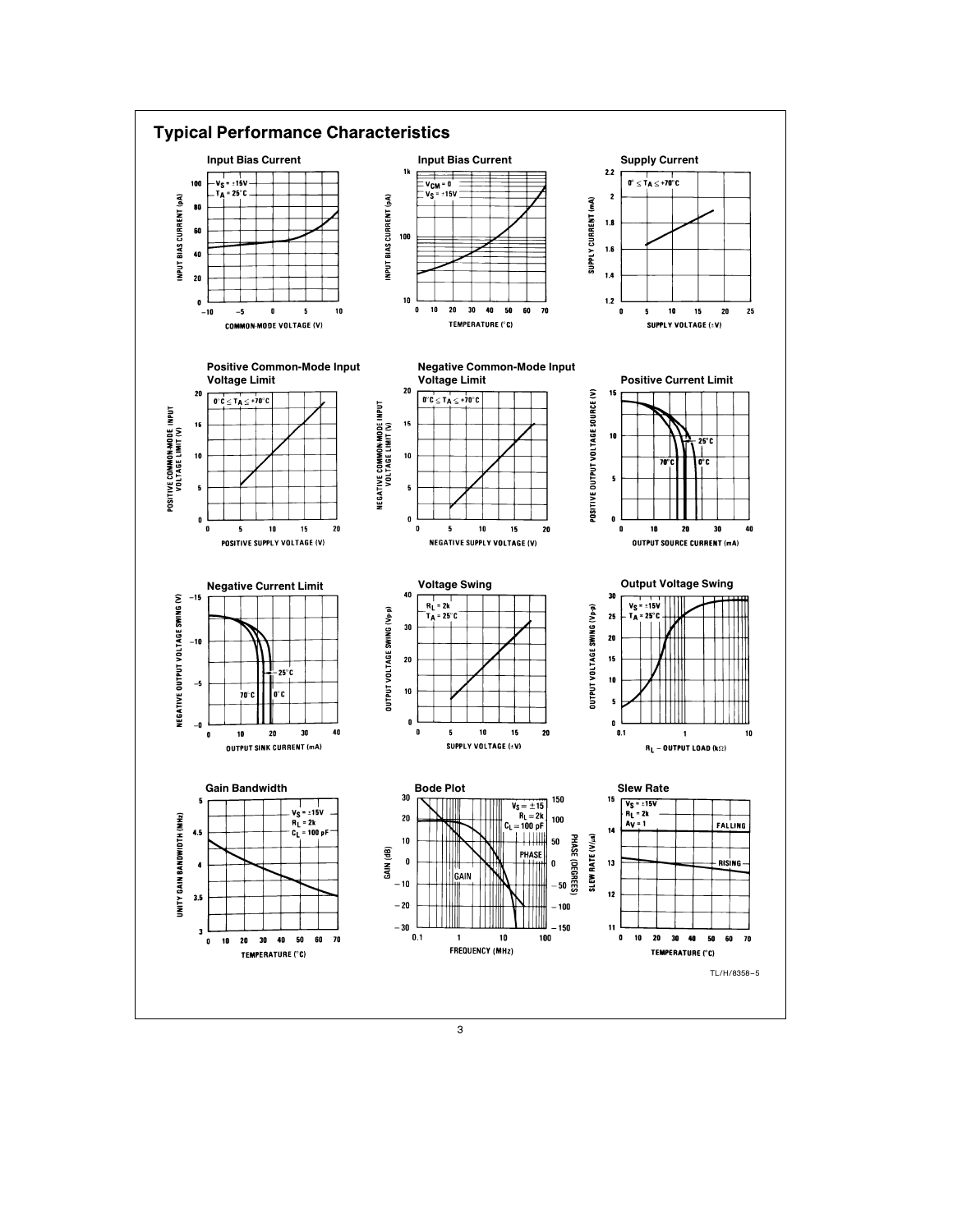## Typical Performance Characteristics

**Input Bias Current**

$V_S = \pm 15V$
$T_A = 25°C$

INPUT BIAS CURRENT (pA) vs. COMMON-MODE VOLTAGE (V)

**Input Bias Current**

$V_{CM} = 0$
$V_S = \pm 15V$

INPUT BIAS CURRENT (pA) vs. TEMPERATURE (°C)

**Supply Current**

$0° \leq T_A \leq +70°C$

SUPPLY CURRENT (mA) vs. SUPPLY VOLTAGE (±V)

**Positive Common-Mode Input Voltage Limit**

$0°C \leq T_A \leq +70°C$

POSITIVE COMMON-MODE INPUT VOLTAGE LIMIT (V) vs. POSITIVE SUPPLY VOLTAGE (V)

**Negative Common-Mode Input Voltage Limit**

$0°C \leq T_A \leq +70°C$

NEGATIVE COMMON-MODE INPUT VOLTAGE LIMIT (V) vs. NEGATIVE SUPPLY VOLTAGE (V)

**Positive Current Limit**

25°C, 70°C, 0°C

POSITIVE OUTPUT VOLTAGE SOURCE (V) vs. OUTPUT SOURCE CURRENT (mA)

**Negative Current Limit**

25°C, 70°C, 0°C

NEGATIVE OUTPUT VOLTAGE SWING (V) vs. OUTPUT SINK CURRENT (mA)

**Voltage Swing**

$R_L = 2k$
$T_A = 25°C$

OUTPUT VOLTAGE SWING (Vp-p) vs. SUPPLY VOLTAGE (±V)

**Output Voltage Swing**

$V_S = \pm 15V$
$T_A = 25°C$

OUTPUT VOLTAGE SWING (Vp-p) vs. $R_L$ – OUTPUT LOAD (kΩ)

**Gain Bandwidth**

$V_S = \pm 15V$
$R_L = 2k$
$C_L = 100$ pF

UNITY GAIN BANDWIDTH (MHz) vs. TEMPERATURE (°C)

**Bode Plot**

$V_S = \pm 15$
$R_L = 2k$
$C_L = 100$ pF

GAIN (dB) / PHASE (DEGREES) vs. FREQUENCY (MHz)

**Slew Rate**

$V_S = \pm 15V$
$R_L = 2k$
$A_V = 1$

FALLING, RISING

SLEW RATE (V/μs) vs. TEMPERATURE (°C)

TL/H/8358–5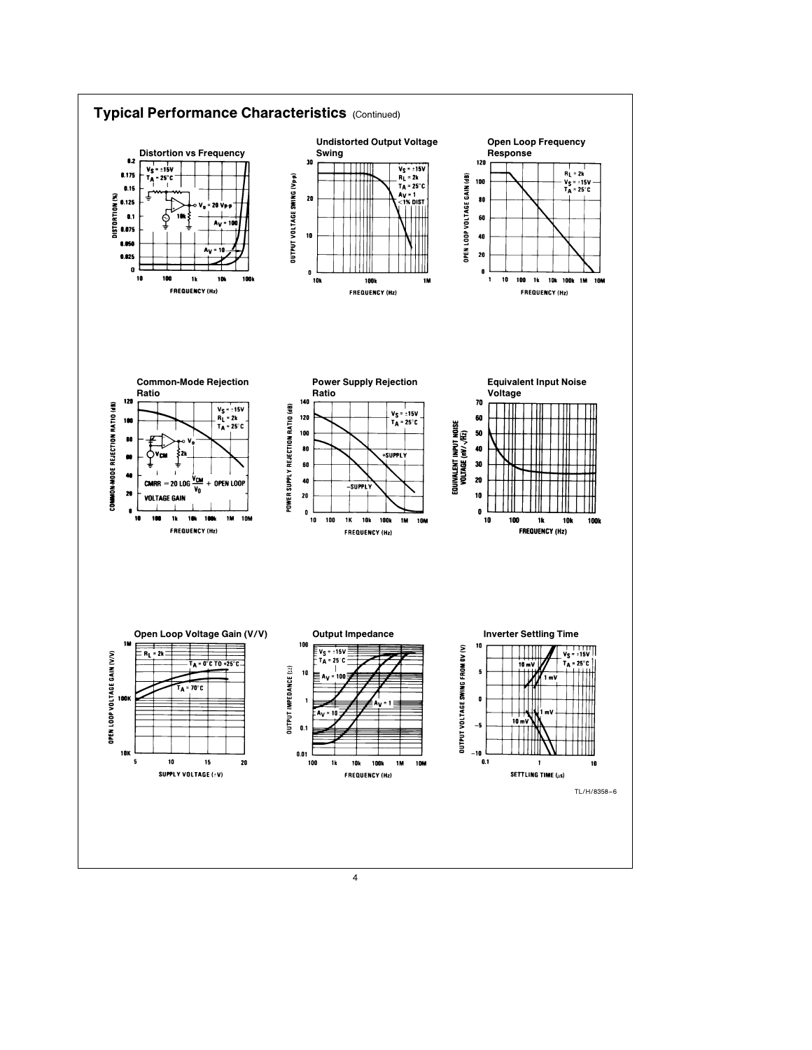## Typical Performance Characteristics (Continued)

**Distortion vs Frequency**

**Undistorted Output Voltage Swing**

**Open Loop Frequency Response**

**Common-Mode Rejection Ratio**

**Power Supply Rejection Ratio**

**Equivalent Input Noise Voltage**

**Open Loop Voltage Gain (V/V)**

**Output Impedance**

**Inverter Settling Time**

TL/H/8358–6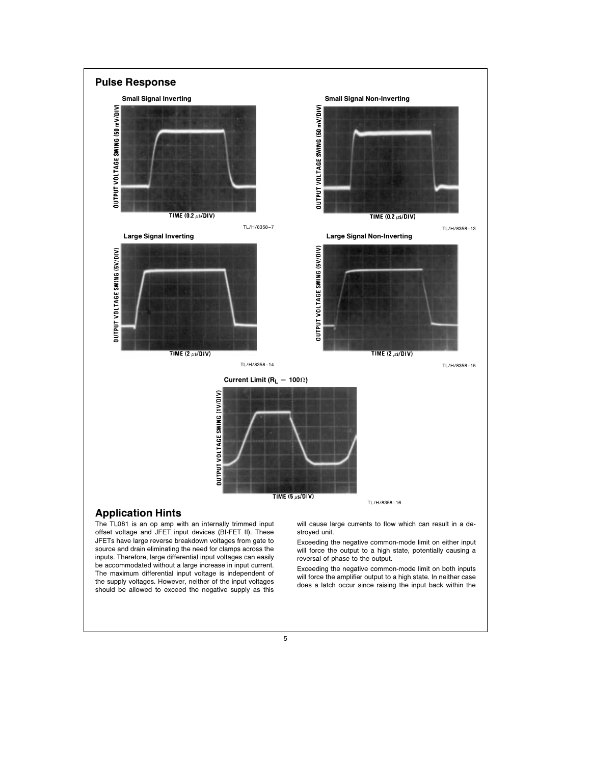## Pulse Response

**Small Signal Inverting**

OUTPUT VOLTAGE SWING (50 mV/DIV)

TIME (0.2 µs/DIV)

TL/H/8358–7

**Small Signal Non-Inverting**

OUTPUT VOLTAGE SWING (50 mV/DIV)

TIME (0.2 µs/DIV)

TL/H/8358–13

**Large Signal Inverting**

OUTPUT VOLTAGE SWING (5V/DIV)

TIME (2 µs/DIV)

TL/H/8358–14

**Large Signal Non-Inverting**

OUTPUT VOLTAGE SWING (5V/DIV)

TIME (2 µs/DIV)

TL/H/8358–15

**Current Limit ($R_L$ = 100Ω)**

OUTPUT VOLTAGE SWING (1V/DIV)

TIME (5 µs/DIV)

TL/H/8358–16

## Application Hints

The TL081 is an op amp with an internally trimmed input offset voltage and JFET input devices (BI-FET II). These JFETs have large reverse breakdown voltages from gate to source and drain eliminating the need for clamps across the inputs. Therefore, large differential input voltages can easily be accommodated without a large increase in input current. The maximum differential input voltage is independent of the supply voltages. However, neither of the input voltages should be allowed to exceed the negative supply as this will cause large currents to flow which can result in a destroyed unit.

Exceeding the negative common-mode limit on either input will force the output to a high state, potentially causing a reversal of phase to the output.

Exceeding the negative common-mode limit on both inputs will force the amplifier output to a high state. In neither case does a latch occur since raising the input back within the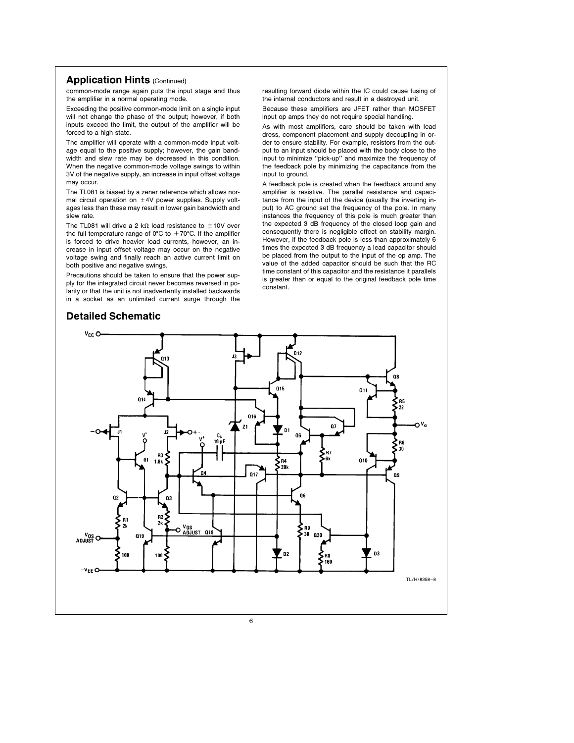## Application Hints (Continued)

common-mode range again puts the input stage and thus the amplifier in a normal operating mode.

Exceeding the positive common-mode limit on a single input will not change the phase of the output; however, if both inputs exceed the limit, the output of the amplifier will be forced to a high state.

The amplifier will operate with a common-mode input voltage equal to the positive supply; however, the gain bandwidth and slew rate may be decreased in this condition. When the negative common-mode voltage swings to within 3V of the negative supply, an increase in input offset voltage may occur.

The TL081 is biased by a zener reference which allows normal circuit operation on ±4V power supplies. Supply voltages less than these may result in lower gain bandwidth and slew rate.

The TL081 will drive a 2 kΩ load resistance to ±10V over the full temperature range of 0°C to +70°C. If the amplifier is forced to drive heavier load currents, however, an increase in input offset voltage may occur on the negative voltage swing and finally reach an active current limit on both positive and negative swings.

Precautions should be taken to ensure that the power supply for the integrated circuit never becomes reversed in polarity or that the unit is not inadvertently installed backwards in a socket as an unlimited current surge through the resulting forward diode within the IC could cause fusing of the internal conductors and result in a destroyed unit.

Because these amplifiers are JFET rather than MOSFET input op amps they do not require special handling.

As with most amplifiers, care should be taken with lead dress, component placement and supply decoupling in order to ensure stability. For example, resistors from the output to an input should be placed with the body close to the input to minimize "pick-up" and maximize the frequency of the feedback pole by minimizing the capacitance from the input to ground.

A feedback pole is created when the feedback around any amplifier is resistive. The parallel resistance and capacitance from the input of the device (usually the inverting input) to AC ground set the frequency of the pole. In many instances the frequency of this pole is much greater than the expected 3 dB frequency of the closed loop gain and consequently there is negligible effect on stability margin. However, if the feedback pole is less than approximately 6 times the expected 3 dB frequency a lead capacitor should be placed from the output to the input of the op amp. The value of the added capacitor should be such that the RC time constant of this capacitor and the resistance it parallels is greater than or equal to the original feedback pole time constant.

## Detailed Schematic

$V_{CC}$
Q13
J3
Q12
Q8
Q15
Q11
Q14
R5 22
Q16
$V_o$
J1
$V^+$
J2
$C_C$ 10 pF
Z1
D1
Q7
Q6
$V^+$
R6 30
Q1
R3 1.8k
R4 20k
R7 6k
Q10
Q4
Q17
Q9
Q2
Q3
Q5
R1 2k
R2 2k
$V_{OS}$ ADJUST
Q18
R9 30
Q20
$V_{OS}$ ADJUST
Q19
R8 160
100
100
D2
D3
$-V_{EE}$

TL/H/8358–8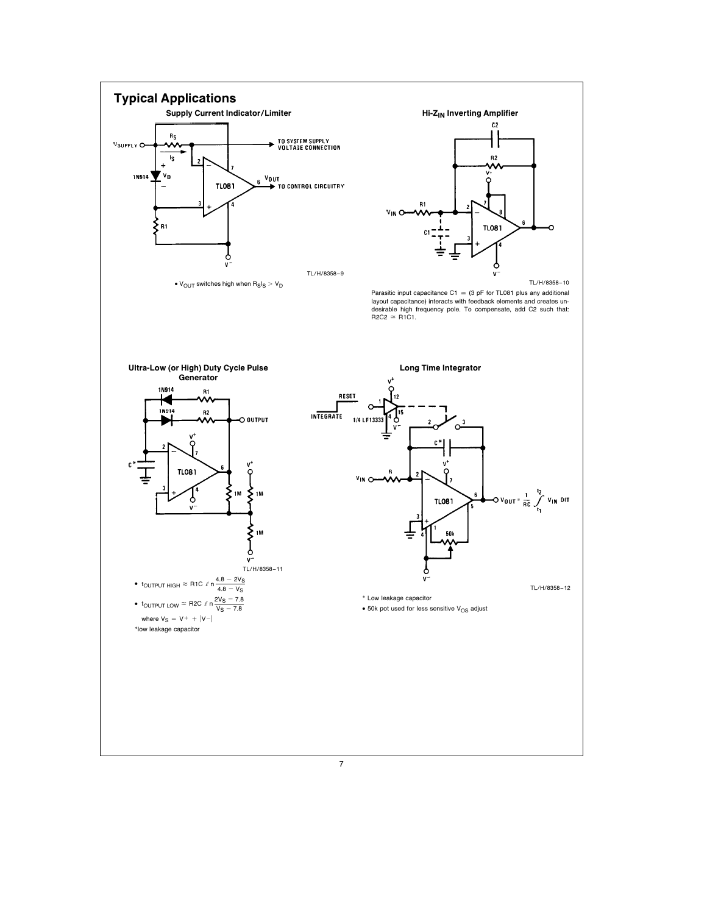## Typical Applications

### Supply Current Indicator/Limiter

TL/H/8358–9

- $V_{OUT}$ switches high when $R_S I_S > V_D$

### Hi-$Z_{IN}$ Inverting Amplifier

TL/H/8358–10

Parasitic input capacitance C1 ≃ (3 pF for TL081 plus any additional layout capacitance) interacts with feedback elements and creates undesirable high frequency pole. To compensate, add C2 such that: R2C2 ≃ R1C1.

### Ultra-Low (or High) Duty Cycle Pulse Generator

TL/H/8358–11

- $t_{OUTPUT\ HIGH} \approx R1C\ \ell n \frac{4.8 - 2V_S}{4.8 - V_S}$
- $t_{OUTPUT\ LOW} \approx R2C\ \ell n \frac{2V_S - 7.8}{V_S - 7.8}$

where $V_S = V^+ + |V^-|$

*low leakage capacitor

### Long Time Integrator

$V_{OUT} = \frac{1}{RC} \int_{t_1}^{t_2} V_{IN}\ dt$

TL/H/8358–12

\* Low leakage capacitor

- 50k pot used for less sensitive $V_{OS}$ adjust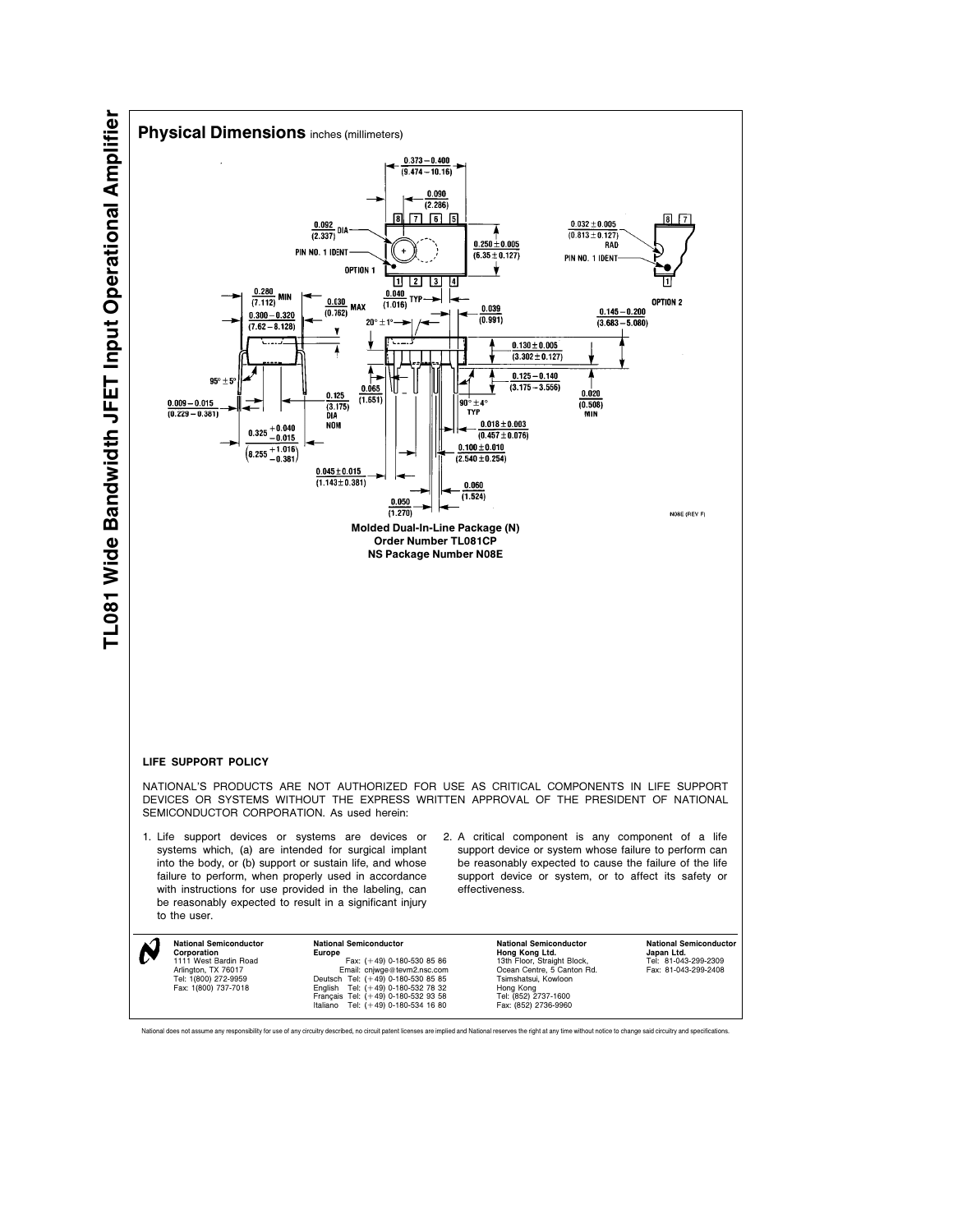## Physical Dimensions inches (millimeters)

0.373 − 0.400
(9.474 − 10.16)

0.090
(2.286)

0.092
(2.337) DIA

PIN NO. 1 IDENT

OPTION 1

0.250 ± 0.005
(6.35 ± 0.127)

0.032 ± 0.005
(0.813 ± 0.127)
RAD

PIN NO. 1 IDENT

OPTION 2

0.280
(7.112) MIN

0.030
(0.762) MAX

0.300 − 0.320
(7.62 − 8.128)

0.040
(1.016) TYP

0.039
(0.991)

20° ± 1°

0.145 − 0.200
(3.683 − 5.080)

0.130 ± 0.005
(3.302 ± 0.127)

95° ± 5°

0.125 − 0.140
(3.175 − 3.556)

0.065
(1.651)

0.009 − 0.015
(0.229 − 0.381)

0.125
(3.175)
DIA
NOM

90° ± 4°
TYP

0.020
(0.508)
MIN

0.018 ± 0.003
(0.457 ± 0.076)

0.325 +0.040 −0.015
(8.255 +1.016 −0.381)

0.100 ± 0.010
(2.540 ± 0.254)

0.045 ± 0.015
(1.143 ± 0.381)

0.060
(1.524)

0.050
(1.270)

N08E (REV F)

**Molded Dual-In-Line Package (N)**
**Order Number TL081CP**
**NS Package Number N08E**

### LIFE SUPPORT POLICY

NATIONAL'S PRODUCTS ARE NOT AUTHORIZED FOR USE AS CRITICAL COMPONENTS IN LIFE SUPPORT DEVICES OR SYSTEMS WITHOUT THE EXPRESS WRITTEN APPROVAL OF THE PRESIDENT OF NATIONAL SEMICONDUCTOR CORPORATION. As used herein:

1. Life support devices or systems are devices or systems which, (a) are intended for surgical implant into the body, or (b) support or sustain life, and whose failure to perform, when properly used in accordance with instructions for use provided in the labeling, can be reasonably expected to result in a significant injury to the user.

2. A critical component is any component of a life support device or system whose failure to perform can be reasonably expected to cause the failure of the life support device or system, or to affect its safety or effectiveness.

**National Semiconductor Corporation**
1111 West Bardin Road
Arlington, TX 76017
Tel: 1(800) 272-9959
Fax: 1(800) 737-7018

**National Semiconductor Europe**
Fax: (+49) 0-180-530 85 86
Email: cnjwge@tevm2.nsc.com
Deutsch Tel: (+49) 0-180-530 85 85
English Tel: (+49) 0-180-532 78 32
Français Tel: (+49) 0-180-532 93 58
Italiano Tel: (+49) 0-180-534 16 80

**National Semiconductor Hong Kong Ltd.**
13th Floor, Straight Block,
Ocean Centre, 5 Canton Rd.
Tsimshatsui, Kowloon
Hong Kong
Tel: (852) 2737-1600
Fax: (852) 2736-9960

**National Semiconductor Japan Ltd.**
Tel: 81-043-299-2309
Fax: 81-043-299-2408

National does not assume any responsibility for use of any circuitry described, no circuit patent licenses are implied and National reserves the right at any time without notice to change said circuitry and specifications.